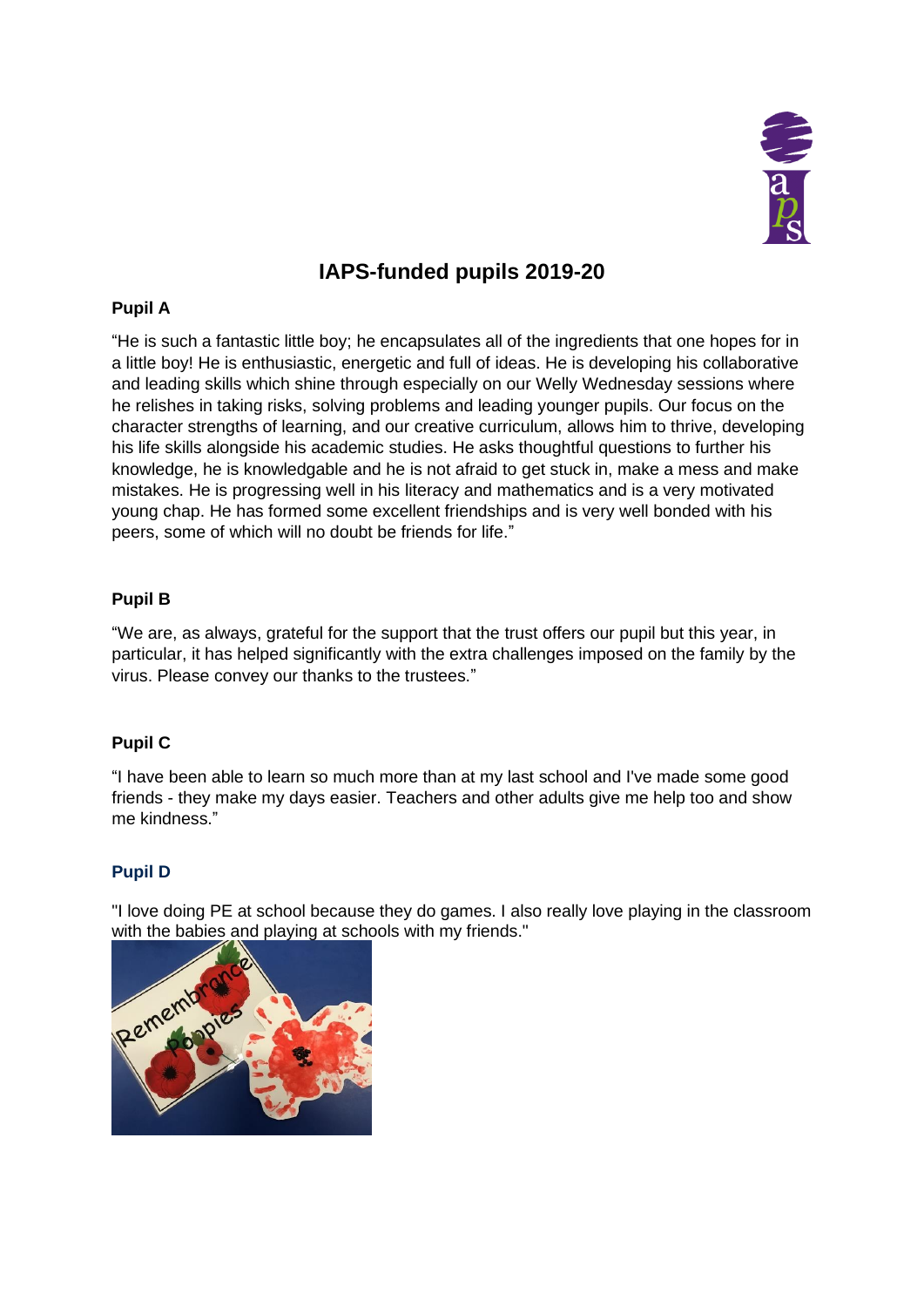# IAPS-funded pupils 2019-20

**Pupil A**

"He is such a fantastic little boy; he encapsulates all of the ingredients that one hopes for in a little boy! He is enthusiastic, energetic and full of ideas. He is developing his collaborative and leading skills which shine through especially on our Welly Wednesday sessions where he relishes in taking risks, solving problems and leading younger pupils. Our focus on the character strengths of learning, and our creative curriculum, allows him to thrive, developing his life skills alongside his academic studies. He asks thoughtful questions to further his knowledge, he is knowledgable and he is not afraid to get stuck in, make a mess and make mistakes. He is progressing well in his literacy and mathematics and is a very motivated young chap. He has formed some excellent friendships and is very well bonded with his peers, some of which will no doubt be friends for life."

**Pupil B**

"We are, as always, grateful for the support that the trust offers our pupil but this year, in particular, it has helped significantly with the extra challenges imposed on the family by the virus. Please convey our thanks to the trustees."

**Pupil C**

"I have been able to learn so much more than at my last school and I've made some good friends - they make my days easier. Teachers and other adults give me help too and show me kindness."

**Pupil D**

"I love doing PE at school because they do games. I also really love playing in the classroom with the babies and playing at schools with my friends."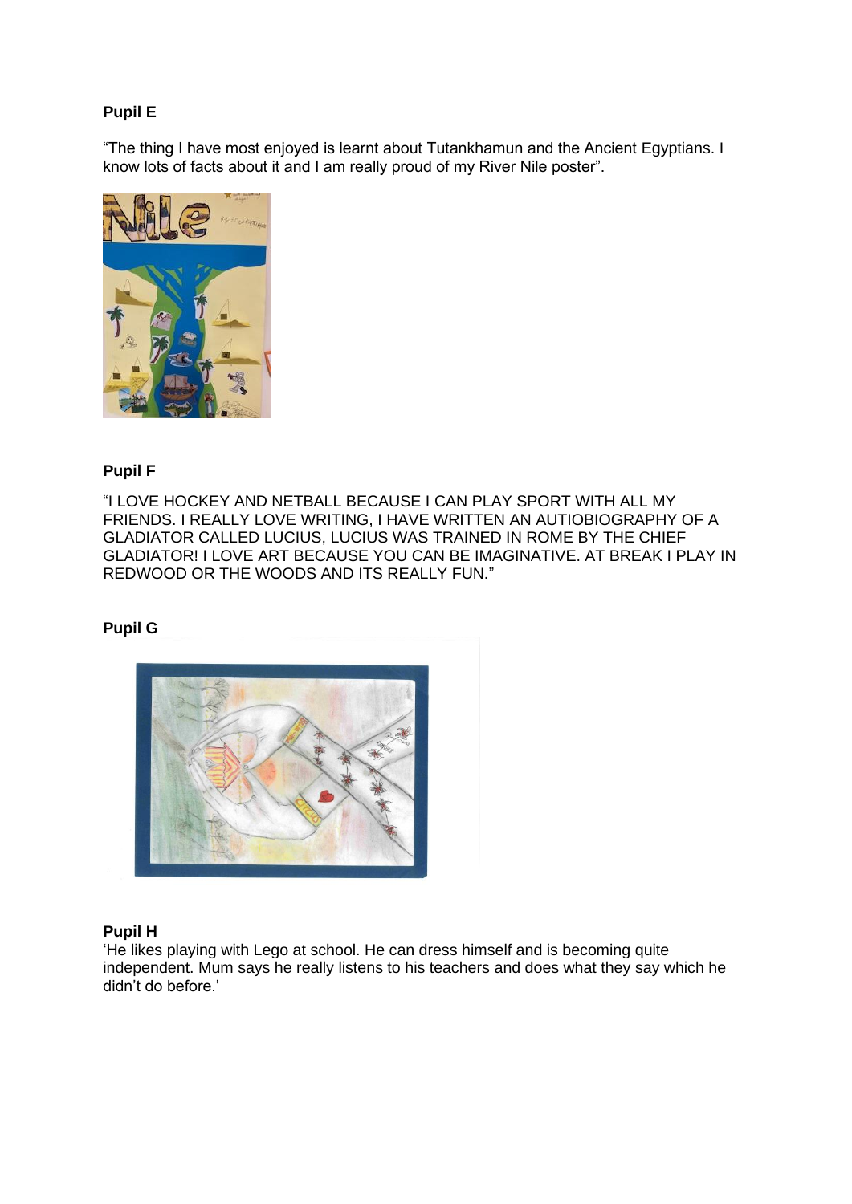**Pupil E**

"The thing I have most enjoyed is learnt about Tutankhamun and the Ancient Egyptians. I know lots of facts about it and I am really proud of my River Nile poster".

**Pupil F**

"I LOVE HOCKEY AND NETBALL BECAUSE I CAN PLAY SPORT WITH ALL MY FRIENDS. I REALLY LOVE WRITING, I HAVE WRITTEN AN AUTIOBIOGRAPHY OF A GLADIATOR CALLED LUCIUS, LUCIUS WAS TRAINED IN ROME BY THE CHIEF GLADIATOR! I LOVE ART BECAUSE YOU CAN BE IMAGINATIVE. AT BREAK I PLAY IN REDWOOD OR THE WOODS AND ITS REALLY FUN."

**Pupil G**

**Pupil H**

'He likes playing with Lego at school. He can dress himself and is becoming quite independent. Mum says he really listens to his teachers and does what they say which he didn't do before.'